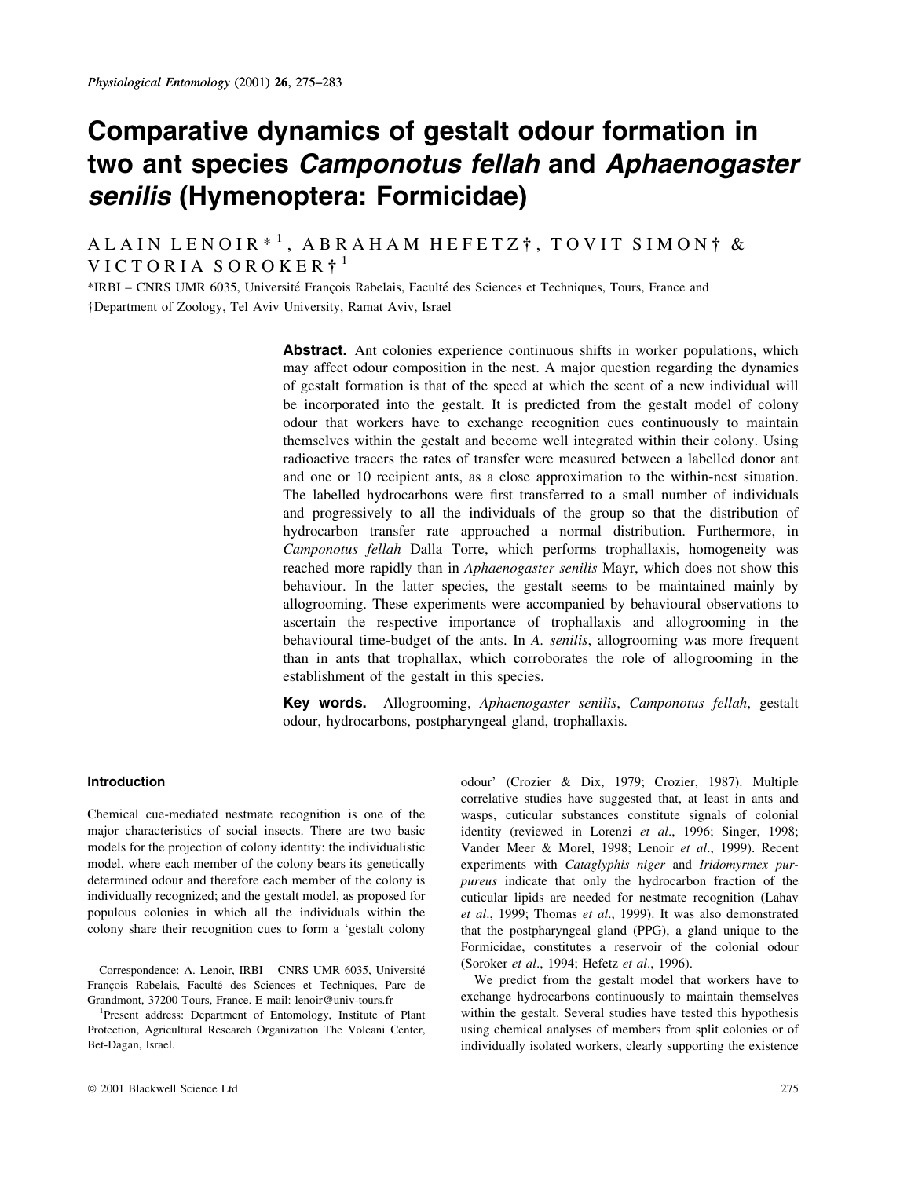# Comparative dynamics of gestalt odour formation in two ant species *Camponotus fellah* and *Aphaenogaster senilis* (Hymenoptera: Formicidae)

ALAIN LENOIR*[1], ABRAHAM HEFETZ†, TOVIT SIMON† & VICTORIA SOROKER†[1]

*IRBI – CNRS UMR 6035, Université François Rabelais, Faculté des Sciences et Techniques, Tours, France and †Department of Zoology, Tel Aviv University, Ramat Aviv, Israel

**Abstract.** Ant colonies experience continuous shifts in worker populations, which may affect odour composition in the nest. A major question regarding the dynamics of gestalt formation is that of the speed at which the scent of a new individual will be incorporated into the gestalt. It is predicted from the gestalt model of colony odour that workers have to exchange recognition cues continuously to maintain themselves within the gestalt and become well integrated within their colony. Using radioactive tracers the rates of transfer were measured between a labelled donor ant and one or 10 recipient ants, as a close approximation to the within-nest situation. The labelled hydrocarbons were first transferred to a small number of individuals and progressively to all the individuals of the group so that the distribution of hydrocarbon transfer rate approached a normal distribution. Furthermore, in *Camponotus fellah* Dalla Torre, which performs trophallaxis, homogeneity was reached more rapidly than in *Aphaenogaster senilis* Mayr, which does not show this behaviour. In the latter species, the gestalt seems to be maintained mainly by allogrooming. These experiments were accompanied by behavioural observations to ascertain the respective importance of trophallaxis and allogrooming in the behavioural time-budget of the ants. In *A. senilis*, allogrooming was more frequent than in ants that trophallax, which corroborates the role of allogrooming in the establishment of the gestalt in this species.

**Key words.** Allogrooming, *Aphaenogaster senilis*, *Camponotus fellah*, gestalt odour, hydrocarbons, postpharyngeal gland, trophallaxis.

## Introduction

Chemical cue-mediated nestmate recognition is one of the major characteristics of social insects. There are two basic models for the projection of colony identity: the individualistic model, where each member of the colony bears its genetically determined odour and therefore each member of the colony is individually recognized; and the gestalt model, as proposed for populous colonies in which all the individuals within the colony share their recognition cues to form a 'gestalt colony odour' (Crozier & Dix, 1979; Crozier, 1987). Multiple correlative studies have suggested that, at least in ants and wasps, cuticular substances constitute signals of colonial identity (reviewed in Lorenzi *et al*., 1996; Singer, 1998; Vander Meer & Morel, 1998; Lenoir *et al*., 1999). Recent experiments with *Cataglyphis niger* and *Iridomyrmex purpureus* indicate that only the hydrocarbon fraction of the cuticular lipids are needed for nestmate recognition (Lahav *et al*., 1999; Thomas *et al*., 1999). It was also demonstrated that the postpharyngeal gland (PPG), a gland unique to the Formicidae, constitutes a reservoir of the colonial odour (Soroker *et al*., 1994; Hefetz *et al*., 1996).

We predict from the gestalt model that workers have to exchange hydrocarbons continuously to maintain themselves within the gestalt. Several studies have tested this hypothesis using chemical analyses of members from split colonies or of individually isolated workers, clearly supporting the existence

Correspondence: A. Lenoir, IRBI – CNRS UMR 6035, Université François Rabelais, Faculté des Sciences et Techniques, Parc de Grandmont, 37200 Tours, France. E-mail: lenoir@univ-tours.fr

[1]Present address: Department of Entomology, Institute of Plant Protection, Agricultural Research Organization The Volcani Center, Bet-Dagan, Israel.

© 2001 Blackwell Science Ltd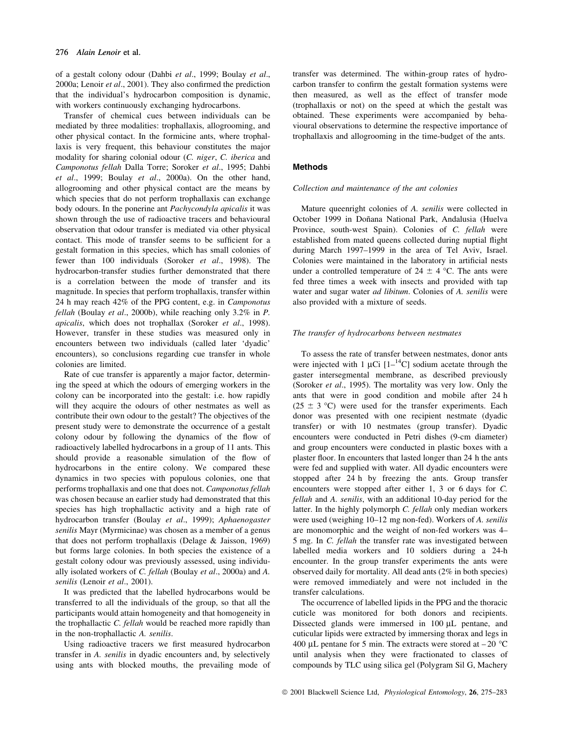of a gestalt colony odour (Dahbi *et al*., 1999; Boulay *et al*., 2000a; Lenoir *et al*., 2001). They also confirmed the prediction that the individual's hydrocarbon composition is dynamic, with workers continuously exchanging hydrocarbons.

Transfer of chemical cues between individuals can be mediated by three modalities: trophallaxis, allogrooming, and other physical contact. In the formicine ants, where trophallaxis is very frequent, this behaviour constitutes the major modality for sharing colonial odour (*C. niger*, *C. iberica* and *Camponotus fellah* Dalla Torre; Soroker *et al*., 1995; Dahbi *et al*., 1999; Boulay *et al*., 2000a). On the other hand, allogrooming and other physical contact are the means by which species that do not perform trophallaxis can exchange body odours. In the ponerine ant *Pachycondyla apicalis* it was shown through the use of radioactive tracers and behavioural observation that odour transfer is mediated via other physical contact. This mode of transfer seems to be sufficient for a gestalt formation in this species, which has small colonies of fewer than 100 individuals (Soroker *et al*., 1998). The hydrocarbon-transfer studies further demonstrated that there is a correlation between the mode of transfer and its magnitude. In species that perform trophallaxis, transfer within 24 h may reach 42% of the PPG content, e.g. in *Camponotus fellah* (Boulay *et al*., 2000b), while reaching only 3.2% in *P. apicalis*, which does not trophallax (Soroker *et al*., 1998). However, transfer in these studies was measured only in encounters between two individuals (called later 'dyadic' encounters), so conclusions regarding cue transfer in whole colonies are limited.

Rate of cue transfer is apparently a major factor, determining the speed at which the odours of emerging workers in the colony can be incorporated into the gestalt: i.e. how rapidly will they acquire the odours of other nestmates as well as contribute their own odour to the gestalt? The objectives of the present study were to demonstrate the occurrence of a gestalt colony odour by following the dynamics of the flow of radioactively labelled hydrocarbons in a group of 11 ants. This should provide a reasonable simulation of the flow of hydrocarbons in the entire colony. We compared these dynamics in two species with populous colonies, one that performs trophallaxis and one that does not. *Camponotus fellah* was chosen because an earlier study had demonstrated that this species has high trophallactic activity and a high rate of hydrocarbon transfer (Boulay *et al*., 1999); *Aphaenogaster senilis* Mayr (Myrmicinae) was chosen as a member of a genus that does not perform trophallaxis (Delage & Jaisson, 1969) but forms large colonies. In both species the existence of a gestalt colony odour was previously assessed, using individually isolated workers of *C. fellah* (Boulay *et al*., 2000a) and *A. senilis* (Lenoir *et al*., 2001).

It was predicted that the labelled hydrocarbons would be transferred to all the individuals of the group, so that all the participants would attain homogeneity and that homogeneity in the trophallactic *C. fellah* would be reached more rapidly than in the non-trophallactic *A. senilis*.

Using radioactive tracers we first measured hydrocarbon transfer in *A. senilis* in dyadic encounters and, by selectively using ants with blocked mouths, the prevailing mode of transfer was determined. The within-group rates of hydrocarbon transfer to confirm the gestalt formation systems were then measured, as well as the effect of transfer mode (trophallaxis or not) on the speed at which the gestalt was obtained. These experiments were accompanied by behavioural observations to determine the respective importance of trophallaxis and allogrooming in the time-budget of the ants.

## Methods

### *Collection and maintenance of the ant colonies*

Mature queenright colonies of *A. senilis* were collected in October 1999 in Doñana National Park, Andalusia (Huelva Province, south-west Spain). Colonies of *C. fellah* were established from mated queens collected during nuptial flight during March 1997–1999 in the area of Tel Aviv, Israel. Colonies were maintained in the laboratory in artificial nests under a controlled temperature of 24 ± 4 °C. The ants were fed three times a week with insects and provided with tap water and sugar water *ad libitum*. Colonies of *A. senilis* were also provided with a mixture of seeds.

### *The transfer of hydrocarbons between nestmates*

To assess the rate of transfer between nestmates, donor ants were injected with 1 μCi [1–$^{14}$C] sodium acetate through the gaster intersegmental membrane, as described previously (Soroker *et al*., 1995). The mortality was very low. Only the ants that were in good condition and mobile after 24 h (25 ± 3 °C) were used for the transfer experiments. Each donor was presented with one recipient nestmate (dyadic transfer) or with 10 nestmates (group transfer). Dyadic encounters were conducted in Petri dishes (9-cm diameter) and group encounters were conducted in plastic boxes with a plaster floor. In encounters that lasted longer than 24 h the ants were fed and supplied with water. All dyadic encounters were stopped after 24 h by freezing the ants. Group transfer encounters were stopped after either 1, 3 or 6 days for *C. fellah* and *A. senilis*, with an additional 10-day period for the latter. In the highly polymorph *C. fellah* only median workers were used (weighing 10–12 mg non-fed). Workers of *A. senilis* are monomorphic and the weight of non-fed workers was 4–5 mg. In *C. fellah* the transfer rate was investigated between labelled media workers and 10 soldiers during a 24-h encounter. In the group transfer experiments the ants were observed daily for mortality. All dead ants (2% in both species) were removed immediately and were not included in the transfer calculations.

The occurrence of labelled lipids in the PPG and the thoracic cuticle was monitored for both donors and recipients. Dissected glands were immersed in 100 μL pentane, and cuticular lipids were extracted by immersing thorax and legs in 400 μL pentane for 5 min. The extracts were stored at –20 °C until analysis when they were fractionated to classes of compounds by TLC using silica gel (Polygram Sil G, Machery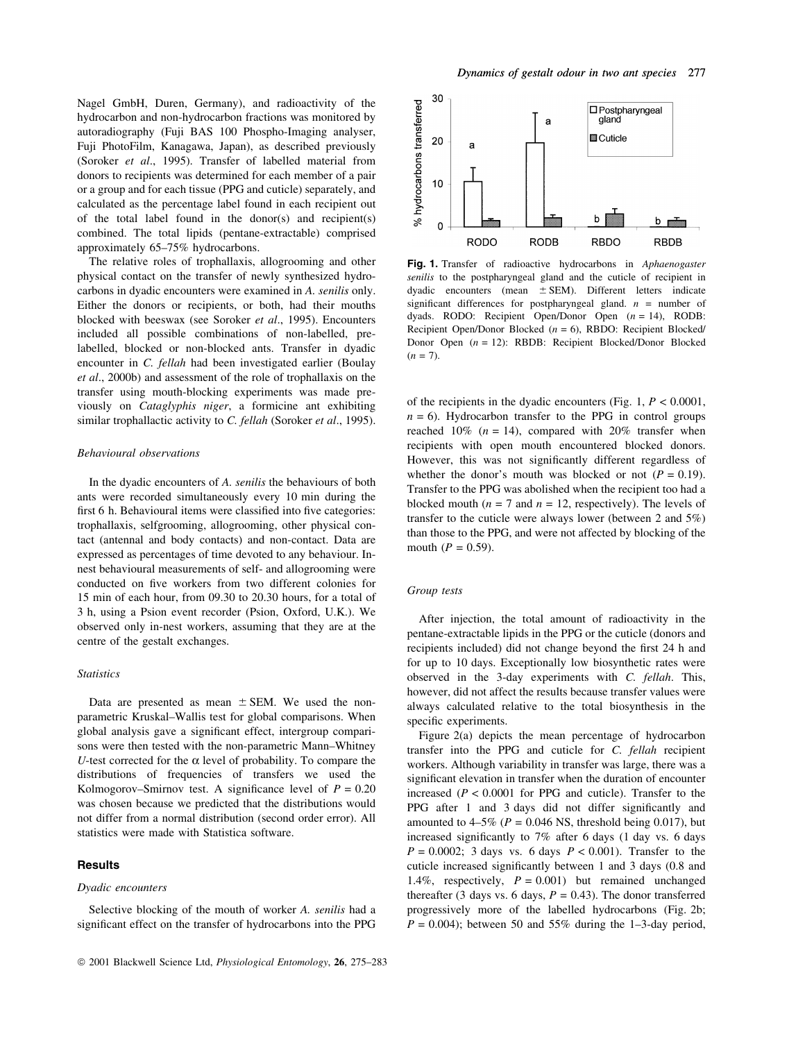Nagel GmbH, Duren, Germany), and radioactivity of the hydrocarbon and non-hydrocarbon fractions was monitored by autoradiography (Fuji BAS 100 Phospho-Imaging analyser, Fuji PhotoFilm, Kanagawa, Japan), as described previously (Soroker *et al*., 1995). Transfer of labelled material from donors to recipients was determined for each member of a pair or a group and for each tissue (PPG and cuticle) separately, and calculated as the percentage label found in each recipient out of the total label found in the donor(s) and recipient(s) combined. The total lipids (pentane-extractable) comprised approximately 65–75% hydrocarbons.

The relative roles of trophallaxis, allogrooming and other physical contact on the transfer of newly synthesized hydrocarbons in dyadic encounters were examined in *A. senilis* only. Either the donors or recipients, or both, had their mouths blocked with beeswax (see Soroker *et al*., 1995). Encounters included all possible combinations of non-labelled, pre-labelled, blocked or non-blocked ants. Transfer in dyadic encounter in *C. fellah* had been investigated earlier (Boulay *et al*., 2000b) and assessment of the role of trophallaxis on the transfer using mouth-blocking experiments was made previously on *Cataglyphis niger*, a formicine ant exhibiting similar trophallactic activity to *C. fellah* (Soroker *et al*., 1995).

### *Behavioural observations*

In the dyadic encounters of *A. senilis* the behaviours of both ants were recorded simultaneously every 10 min during the first 6 h. Behavioural items were classified into five categories: trophallaxis, selfgrooming, allogrooming, other physical contact (antennal and body contacts) and non-contact. Data are expressed as percentages of time devoted to any behaviour. In-nest behavioural measurements of self- and allogrooming were conducted on five workers from two different colonies for 15 min of each hour, from 09.30 to 20.30 hours, for a total of 3 h, using a Psion event recorder (Psion, Oxford, U.K.). We observed only in-nest workers, assuming that they are at the centre of the gestalt exchanges.

### *Statistics*

Data are presented as mean $\pm$ SEM. We used the non-parametric Kruskal–Wallis test for global comparisons. When global analysis gave a significant effect, intergroup comparisons were then tested with the non-parametric Mann–Whitney *U*-test corrected for the $\alpha$ level of probability. To compare the distributions of frequencies of transfers we used the Kolmogorov–Smirnov test. A significance level of $P = 0.20$ was chosen because we predicted that the distributions would not differ from a normal distribution (second order error). All statistics were made with Statistica software.

## Results

### *Dyadic encounters*

Selective blocking of the mouth of worker *A. senilis* had a significant effect on the transfer of hydrocarbons into the PPG of the recipients in the dyadic encounters (Fig. 1, $P < 0.0001$, $n = 6$). Hydrocarbon transfer to the PPG in control groups reached 10% ($n = 14$), compared with 20% transfer when recipients with open mouth encountered blocked donors. However, this was not significantly different regardless of whether the donor's mouth was blocked or not ($P = 0.19$). Transfer to the PPG was abolished when the recipient too had a blocked mouth ($n = 7$ and $n = 12$, respectively). The levels of transfer to the cuticle were always lower (between 2 and 5%) than those to the PPG, and were not affected by blocking of the mouth ($P = 0.59$).

**Fig. 1.** Transfer of radioactive hydrocarbons in *Aphaenogaster senilis* to the postpharyngeal gland and the cuticle of recipient in dyadic encounters (mean $\pm$ SEM). Different letters indicate significant differences for postpharyngeal gland. $n$ = number of dyads. RODO: Recipient Open/Donor Open ($n = 14$), RODB: Recipient Open/Donor Blocked ($n = 6$), RBDO: Recipient Blocked/Donor Open ($n = 12$): RBDB: Recipient Blocked/Donor Blocked ($n = 7$).

### *Group tests*

After injection, the total amount of radioactivity in the pentane-extractable lipids in the PPG or the cuticle (donors and recipients included) did not change beyond the first 24 h and for up to 10 days. Exceptionally low biosynthetic rates were observed in the 3-day experiments with *C. fellah*. This, however, did not affect the results because transfer values were always calculated relative to the total biosynthesis in the specific experiments.

Figure 2(a) depicts the mean percentage of hydrocarbon transfer into the PPG and cuticle for *C. fellah* recipient workers. Although variability in transfer was large, there was a significant elevation in transfer when the duration of encounter increased ($P < 0.0001$ for PPG and cuticle). Transfer to the PPG after 1 and 3 days did not differ significantly and amounted to 4–5% ($P = 0.046$ NS, threshold being 0.017), but increased significantly to 7% after 6 days (1 day vs. 6 days $P = 0.0002$; 3 days vs. 6 days $P < 0.001$). Transfer to the cuticle increased significantly between 1 and 3 days (0.8 and 1.4%, respectively, $P = 0.001$) but remained unchanged thereafter (3 days vs. 6 days, $P = 0.43$). The donor transferred progressively more of the labelled hydrocarbons (Fig. 2b; $P = 0.004$); between 50 and 55% during the 1–3-day period,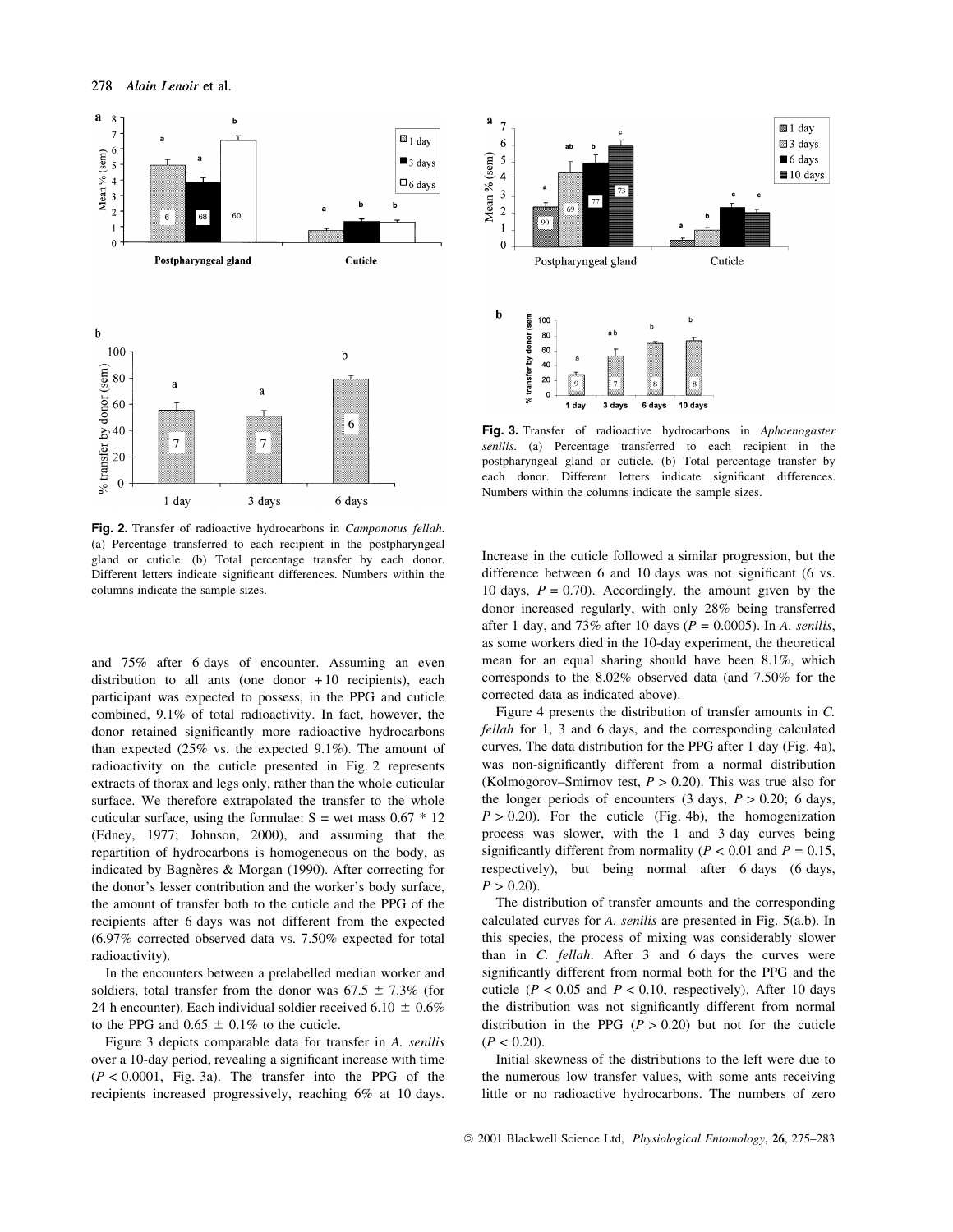Fig. 2. Transfer of radioactive hydrocarbons in *Camponotus fellah*. (a) Percentage transferred to each recipient in the postpharyngeal gland or cuticle. (b) Total percentage transfer by each donor. Different letters indicate significant differences. Numbers within the columns indicate the sample sizes.

Fig. 3. Transfer of radioactive hydrocarbons in *Aphaenogaster senilis*. (a) Percentage transferred to each recipient in the postpharyngeal gland or cuticle. (b) Total percentage transfer by each donor. Different letters indicate significant differences. Numbers within the columns indicate the sample sizes.

and 75% after 6 days of encounter. Assuming an even distribution to all ants (one donor +10 recipients), each participant was expected to possess, in the PPG and cuticle combined, 9.1% of total radioactivity. In fact, however, the donor retained significantly more radioactive hydrocarbons than expected (25% vs. the expected 9.1%). The amount of radioactivity on the cuticle presented in Fig. 2 represents extracts of thorax and legs only, rather than the whole cuticular surface. We therefore extrapolated the transfer to the whole cuticular surface, using the formulae: S = wet mass 0.67 * 12 (Edney, 1977; Johnson, 2000), and assuming that the repartition of hydrocarbons is homogeneous on the body, as indicated by Bagnères & Morgan (1990). After correcting for the donor's lesser contribution and the worker's body surface, the amount of transfer both to the cuticle and the PPG of the recipients after 6 days was not different from the expected (6.97% corrected observed data vs. 7.50% expected for total radioactivity).

In the encounters between a prelabelled median worker and soldiers, total transfer from the donor was 67.5 ± 7.3% (for 24 h encounter). Each individual soldier received 6.10 ± 0.6% to the PPG and 0.65 ± 0.1% to the cuticle.

Figure 3 depicts comparable data for transfer in *A. senilis* over a 10-day period, revealing a significant increase with time ($P < 0.0001$, Fig. 3a). The transfer into the PPG of the recipients increased progressively, reaching 6% at 10 days. Increase in the cuticle followed a similar progression, but the difference between 6 and 10 days was not significant (6 vs. 10 days, $P = 0.70$). Accordingly, the amount given by the donor increased regularly, with only 28% being transferred after 1 day, and 73% after 10 days ($P = 0.0005$). In *A. senilis*, as some workers died in the 10-day experiment, the theoretical mean for an equal sharing should have been 8.1%, which corresponds to the 8.02% observed data (and 7.50% for the corrected data as indicated above).

Figure 4 presents the distribution of transfer amounts in *C. fellah* for 1, 3 and 6 days, and the corresponding calculated curves. The data distribution for the PPG after 1 day (Fig. 4a), was non-significantly different from a normal distribution (Kolmogorov–Smirnov test, $P > 0.20$). This was true also for the longer periods of encounters (3 days, $P > 0.20$; 6 days, $P > 0.20$). For the cuticle (Fig. 4b), the homogenization process was slower, with the 1 and 3 day curves being significantly different from normality ($P < 0.01$ and $P = 0.15$, respectively), but being normal after 6 days (6 days, $P > 0.20$).

The distribution of transfer amounts and the corresponding calculated curves for *A. senilis* are presented in Fig. 5(a,b). In this species, the process of mixing was considerably slower than in *C. fellah*. After 3 and 6 days the curves were significantly different from normal both for the PPG and the cuticle ($P < 0.05$ and $P < 0.10$, respectively). After 10 days the distribution was not significantly different from normal distribution in the PPG ($P > 0.20$) but not for the cuticle ($P < 0.20$).

Initial skewness of the distributions to the left were due to the numerous low transfer values, with some ants receiving little or no radioactive hydrocarbons. The numbers of zero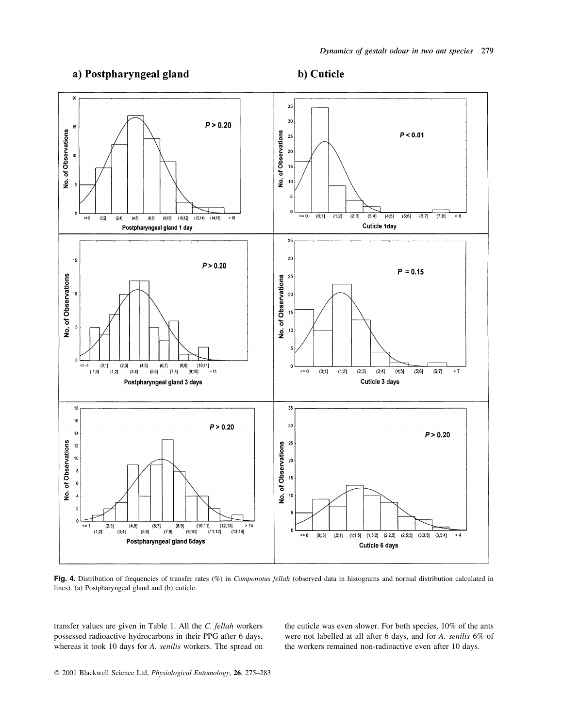**Fig. 4.** Distribution of frequencies of transfer rates (%) in *Camponotus fellah* (observed data in histograms and normal distribution calculated in lines). (a) Postpharyngeal gland and (b) cuticle.

transfer values are given in Table 1. All the *C. fellah* workers possessed radioactive hydrocarbons in their PPG after 6 days, whereas it took 10 days for *A. senilis* workers. The spread on the cuticle was even slower. For both species, 10% of the ants were not labelled at all after 6 days, and for *A. senilis* 6% of the workers remained non-radioactive even after 10 days.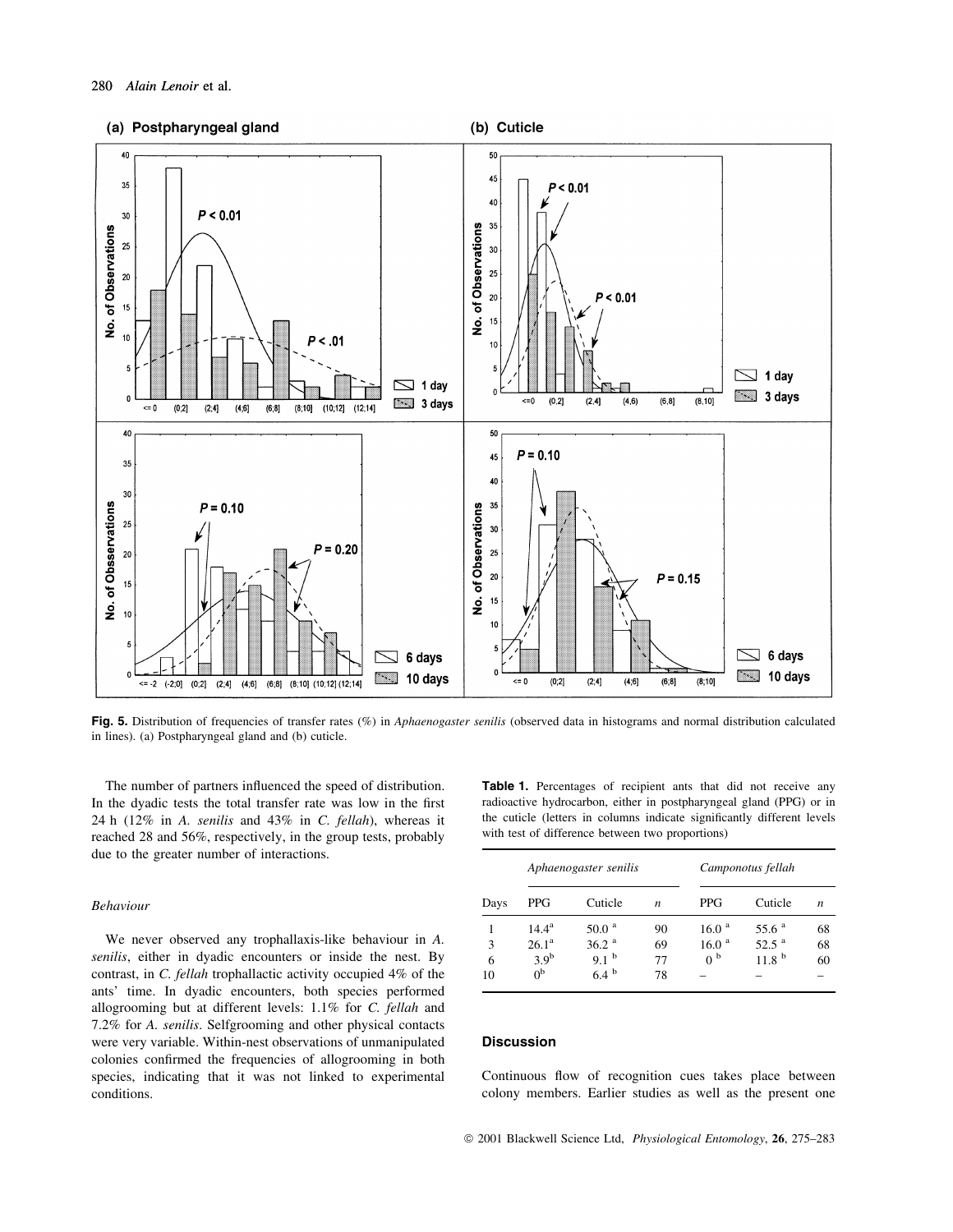Fig. 5. Distribution of frequencies of transfer rates (%) in *Aphaenogaster senilis* (observed data in histograms and normal distribution calculated in lines). (a) Postpharyngeal gland and (b) cuticle.

The number of partners influenced the speed of distribution. In the dyadic tests the total transfer rate was low in the first 24 h (12% in *A. senilis* and 43% in *C. fellah*), whereas it reached 28 and 56%, respectively, in the group tests, probably due to the greater number of interactions.

*Behaviour*

We never observed any trophallaxis-like behaviour in *A. senilis*, either in dyadic encounters or inside the nest. By contrast, in *C. fellah* trophallactic activity occupied 4% of the ants' time. In dyadic encounters, both species performed allogrooming but at different levels: 1.1% for *C. fellah* and 7.2% for *A. senilis*. Selfgrooming and other physical contacts were very variable. Within-nest observations of unmanipulated colonies confirmed the frequencies of allogrooming in both species, indicating that it was not linked to experimental conditions.

**Table 1.** Percentages of recipient ants that did not receive any radioactive hydrocarbon, either in postpharyngeal gland (PPG) or in the cuticle (letters in columns indicate significantly different levels with test of difference between two proportions)

| | *Aphaenogaster senilis* | | | *Camponotus fellah* | | |
|---|---|---|---|---|---|---|
| Days | PPG | Cuticle | *n* | PPG | Cuticle | *n* |
| 1 | 14.4[a] | 50.0 [a] | 90 | 16.0 [a] | 55.6 [a] | 68 |
| 3 | 26.1[a] | 36.2 [a] | 69 | 16.0 [a] | 52.5 [a] | 68 |
| 6 | 3.9[b] | 9.1 [b] | 77 | 0 [b] | 11.8 [b] | 60 |
| 10 | 0[b] | 6.4 [b] | 78 | – | – | – |

## Discussion

Continuous flow of recognition cues takes place between colony members. Earlier studies as well as the present one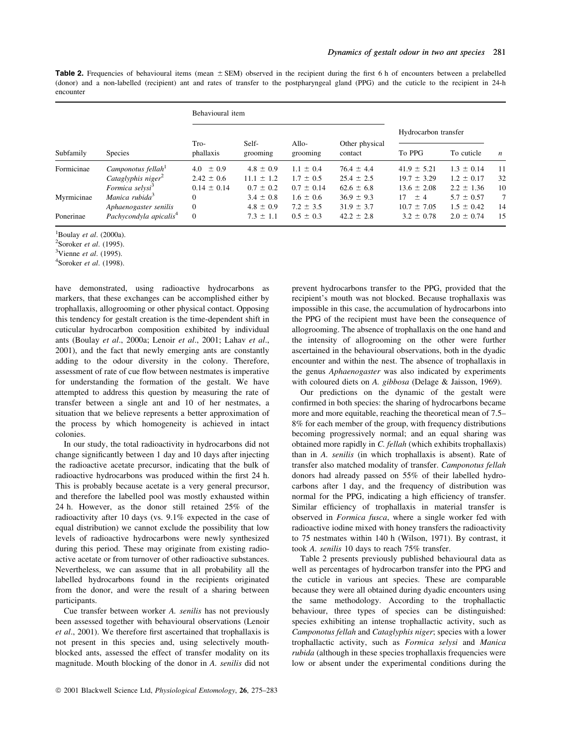**Table 2.** Frequencies of behavioural items (mean ± SEM) observed in the recipient during the first 6 h of encounters between a prelabelled (donor) and a non-labelled (recipient) ant and rates of transfer to the postpharyngeal gland (PPG) and the cuticle to the recipient in 24-h encounter

| Subfamily | Species | Behavioural item | | | | Hydrocarbon transfer | | $n$ |
|---|---|---|---|---|---|---|---|---|
| | | Tro-phallaxis | Self-grooming | Allo-grooming | Other physical contact | To PPG | To cuticle | |
| Formicinae | *Camponotus fellah*[1] | 4.0 ± 0.9 | 4.8 ± 0.9 | 1.1 ± 0.4 | 76.4 ± 4.4 | 41.9 ± 5.21 | 1.3 ± 0.14 | 11 |
| | *Cataglyphis niger*[2] | 2.42 ± 0.6 | 11.1 ± 1.2 | 1.7 ± 0.5 | 25.4 ± 2.5 | 19.7 ± 3.29 | 1.2 ± 0.17 | 32 |
| | *Formica selysi*[3] | 0.14 ± 0.14 | 0.7 ± 0.2 | 0.7 ± 0.14 | 62.6 ± 6.8 | 13.6 ± 2.08 | 2.2 ± 1.36 | 10 |
| Myrmicinae | *Manica rubida*[3] | 0 | 3.4 ± 0.8 | 1.6 ± 0.6 | 36.9 ± 9.3 | 17 ± 4 | 5.7 ± 0.57 | 7 |
| | *Aphaenogaster senilis* | 0 | 4.8 ± 0.9 | 7.2 ± 3.5 | 31.9 ± 3.7 | 10.7 ± 7.05 | 1.5 ± 0.42 | 14 |
| Ponerinae | *Pachycondyla apicalis*[4] | 0 | 7.3 ± 1.1 | 0.5 ± 0.3 | 42.2 ± 2.8 | 3.2 ± 0.78 | 2.0 ± 0.74 | 15 |

[1]Boulay *et al*. (2000a).
[2]Soroker *et al*. (1995).
[3]Vienne *et al*. (1995).
[4]Soroker *et al*. (1998).

have demonstrated, using radioactive hydrocarbons as markers, that these exchanges can be accomplished either by trophallaxis, allogrooming or other physical contact. Opposing this tendency for gestalt creation is the time-dependent shift in cuticular hydrocarbon composition exhibited by individual ants (Boulay *et al*., 2000a; Lenoir *et al*., 2001; Lahav *et al*., 2001), and the fact that newly emerging ants are constantly adding to the odour diversity in the colony. Therefore, assessment of rate of cue flow between nestmates is imperative for understanding the formation of the gestalt. We have attempted to address this question by measuring the rate of transfer between a single ant and 10 of her nestmates, a situation that we believe represents a better approximation of the process by which homogeneity is achieved in intact colonies.

In our study, the total radioactivity in hydrocarbons did not change significantly between 1 day and 10 days after injecting the radioactive acetate precursor, indicating that the bulk of radioactive hydrocarbons was produced within the first 24 h. This is probably because acetate is a very general precursor, and therefore the labelled pool was mostly exhausted within 24 h. However, as the donor still retained 25% of the radioactivity after 10 days (vs. 9.1% expected in the case of equal distribution) we cannot exclude the possibility that low levels of radioactive hydrocarbons were newly synthesized during this period. These may originate from existing radioactive acetate or from turnover of other radioactive substances. Nevertheless, we can assume that in all probability all the labelled hydrocarbons found in the recipients originated from the donor, and were the result of a sharing between participants.

Cue transfer between worker *A. senilis* has not previously been assessed together with behavioural observations (Lenoir *et al*., 2001). We therefore first ascertained that trophallaxis is not present in this species and, using selectively mouth-blocked ants, assessed the effect of transfer modality on its magnitude. Mouth blocking of the donor in *A. senilis* did not prevent hydrocarbons transfer to the PPG, provided that the recipient's mouth was not blocked. Because trophallaxis was impossible in this case, the accumulation of hydrocarbons into the PPG of the recipient must have been the consequence of allogrooming. The absence of trophallaxis on the one hand and the intensity of allogrooming on the other were further ascertained in the behavioural observations, both in the dyadic encounter and within the nest. The absence of trophallaxis in the genus *Aphaenogaster* was also indicated by experiments with coloured diets on *A. gibbosa* (Delage & Jaisson, 1969).

Our predictions on the dynamic of the gestalt were confirmed in both species: the sharing of hydrocarbons became more and more equitable, reaching the theoretical mean of 7.5–8% for each member of the group, with frequency distributions becoming progressively normal; and an equal sharing was obtained more rapidly in *C. fellah* (which exhibits trophallaxis) than in *A. senilis* (in which trophallaxis is absent). Rate of transfer also matched modality of transfer. *Camponotus fellah* donors had already passed on 55% of their labelled hydrocarbons after 1 day, and the frequency of distribution was normal for the PPG, indicating a high efficiency of transfer. Similar efficiency of trophallaxis in material transfer is observed in *Formica fusca*, where a single worker fed with radioactive iodine mixed with honey transfers the radioactivity to 75 nestmates within 140 h (Wilson, 1971). By contrast, it took *A. senilis* 10 days to reach 75% transfer.

Table 2 presents previously published behavioural data as well as percentages of hydrocarbon transfer into the PPG and the cuticle in various ant species. These are comparable because they were all obtained during dyadic encounters using the same methodology. According to the trophallactic behaviour, three types of species can be distinguished: species exhibiting an intense trophallactic activity, such as *Camponotus fellah* and *Cataglyphis niger*; species with a lower trophallactic activity, such as *Formica selysi* and *Manica rubida* (although in these species trophallaxis frequencies were low or absent under the experimental conditions during the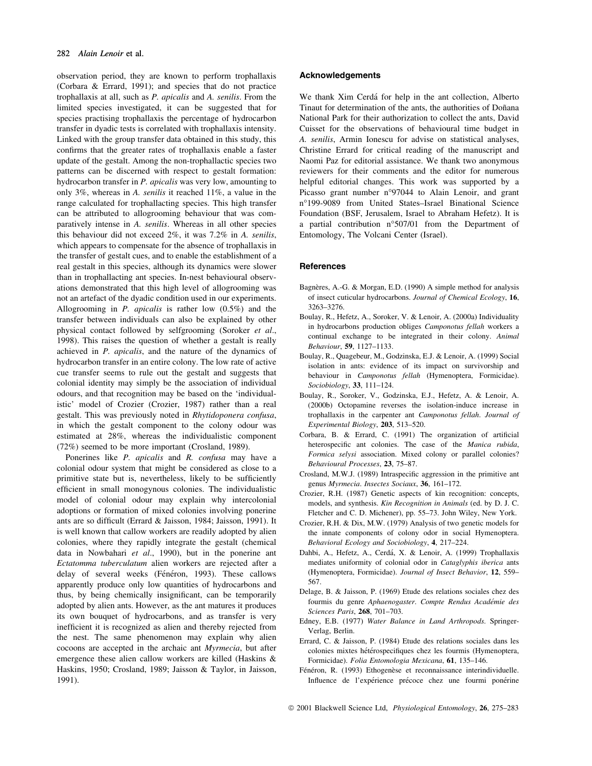observation period, they are known to perform trophallaxis (Corbara & Errard, 1991); and species that do not practice trophallaxis at all, such as *P. apicalis* and *A. senilis*. From the limited species investigated, it can be suggested that for species practising trophallaxis the percentage of hydrocarbon transfer in dyadic tests is correlated with trophallaxis intensity. Linked with the group transfer data obtained in this study, this confirms that the greater rates of trophallaxis enable a faster update of the gestalt. Among the non-trophallactic species two patterns can be discerned with respect to gestalt formation: hydrocarbon transfer in *P. apicalis* was very low, amounting to only 3%, whereas in *A. senilis* it reached 11%, a value in the range calculated for trophallacting species. This high transfer can be attributed to allogrooming behaviour that was comparatively intense in *A. senilis*. Whereas in all other species this behaviour did not exceed 2%, it was 7.2% in *A. senilis*, which appears to compensate for the absence of trophallaxis in the transfer of gestalt cues, and to enable the establishment of a real gestalt in this species, although its dynamics were slower than in trophallacting ant species. In-nest behavioural observations demonstrated that this high level of allogrooming was not an artefact of the dyadic condition used in our experiments. Allogrooming in *P. apicalis* is rather low (0.5%) and the transfer between individuals can also be explained by other physical contact followed by selfgrooming (Soroker *et al*., 1998). This raises the question of whether a gestalt is really achieved in *P. apicalis*, and the nature of the dynamics of hydrocarbon transfer in an entire colony. The low rate of active cue transfer seems to rule out the gestalt and suggests that colonial identity may simply be the association of individual odours, and that recognition may be based on the 'individualistic' model of Crozier (Crozier, 1987) rather than a real gestalt. This was previously noted in *Rhytidoponera confusa*, in which the gestalt component to the colony odour was estimated at 28%, whereas the individualistic component (72%) seemed to be more important (Crosland, 1989).

Ponerines like *P. apicalis* and *R. confusa* may have a colonial odour system that might be considered as close to a primitive state but is, nevertheless, likely to be sufficiently efficient in small monogynous colonies. The individualistic model of colonial odour may explain why intercolonial adoptions or formation of mixed colonies involving ponerine ants are so difficult (Errard & Jaisson, 1984; Jaisson, 1991). It is well known that callow workers are readily adopted by alien colonies, where they rapidly integrate the gestalt (chemical data in Nowbahari *et al*., 1990), but in the ponerine ant *Ectatomma tuberculatum* alien workers are rejected after a delay of several weeks (Fénéron, 1993). These callows apparently produce only low quantities of hydrocarbons and thus, by being chemically insignificant, can be temporarily adopted by alien ants. However, as the ant matures it produces its own bouquet of hydrocarbons, and as transfer is very inefficient it is recognized as alien and thereby rejected from the nest. The same phenomenon may explain why alien cocoons are accepted in the archaic ant *Myrmecia*, but after emergence these alien callow workers are killed (Haskins & Haskins, 1950; Crosland, 1989; Jaisson & Taylor, in Jaisson, 1991).

## Acknowledgements

We thank Xim Cerdá for help in the ant collection, Alberto Tinaut for determination of the ants, the authorities of Doñana National Park for their authorization to collect the ants, David Cuisset for the observations of behavioural time budget in *A. senilis*, Armin Ionescu for advise on statistical analyses, Christine Errard for critical reading of the manuscript and Naomi Paz for editorial assistance. We thank two anonymous reviewers for their comments and the editor for numerous helpful editorial changes. This work was supported by a Picasso grant number n°97044 to Alain Lenoir, and grant n°199-9089 from United States–Israel Binational Science Foundation (BSF, Jerusalem, Israel to Abraham Hefetz). It is a partial contribution n°507/01 from the Department of Entomology, The Volcani Center (Israel).

## References

Bagnères, A.-G. & Morgan, E.D. (1990) A simple method for analysis of insect cuticular hydrocarbons. *Journal of Chemical Ecology*, **16**, 3263–3276.

Boulay, R., Hefetz, A., Soroker, V. & Lenoir, A. (2000a) Individuality in hydrocarbons production obliges *Camponotus fellah* workers a continual exchange to be integrated in their colony. *Animal Behaviour*, **59**, 1127–1133.

Boulay, R., Quagebeur, M., Godzinska, E.J. & Lenoir, A. (1999) Social isolation in ants: evidence of its impact on survivorship and behaviour in *Camponotus fellah* (Hymenoptera, Formicidae). *Sociobiology*, **33**, 111–124.

Boulay, R., Soroker, V., Godzinska, E.J., Hefetz, A. & Lenoir, A. (2000b) Octopamine reverses the isolation-induce increase in trophallaxis in the carpenter ant *Camponotus fellah*. *Journal of Experimental Biology*, **203**, 513–520.

Corbara, B. & Errard, C. (1991) The organization of artificial heterospecific ant colonies. The case of the *Manica rubida*, *Formica selysi* association. Mixed colony or parallel colonies? *Behavioural Processes*, **23**, 75–87.

Crosland, M.W.J. (1989) Intraspecific aggression in the primitive ant genus *Myrmecia*. *Insectes Sociaux*, **36**, 161–172.

Crozier, R.H. (1987) Genetic aspects of kin recognition: concepts, models, and synthesis. *Kin Recognition in Animals* (ed. by D. J. C. Fletcher and C. D. Michener), pp. 55–73. John Wiley, New York.

Crozier, R.H. & Dix, M.W. (1979) Analysis of two genetic models for the innate components of colony odor in social Hymenoptera. *Behavioral Ecology and Sociobiology*, **4**, 217–224.

Dahbi, A., Hefetz, A., Cerdá, X. & Lenoir, A. (1999) Trophallaxis mediates uniformity of colonial odor in *Cataglyphis iberica* ants (Hymenoptera, Formicidae). *Journal of Insect Behavior*, **12**, 559–567.

Delage, B. & Jaisson, P. (1969) Etude des relations sociales chez des fourmis du genre *Aphaenogaster*. *Compte Rendus Académie des Sciences Paris*, **268**, 701–703.

Edney, E.B. (1977) *Water Balance in Land Arthropods.* Springer-Verlag, Berlin.

Errard, C. & Jaisson, P. (1984) Etude des relations sociales dans les colonies mixtes hétérospecifiques chez les fourmis (Hymenoptera, Formicidae). *Folia Entomologia Mexicana*, **61**, 135–146.

Fénéron, R. (1993) Ethogenèse et reconnaissance interindividuelle. Influence de l'expérience précoce chez une fourmi ponérine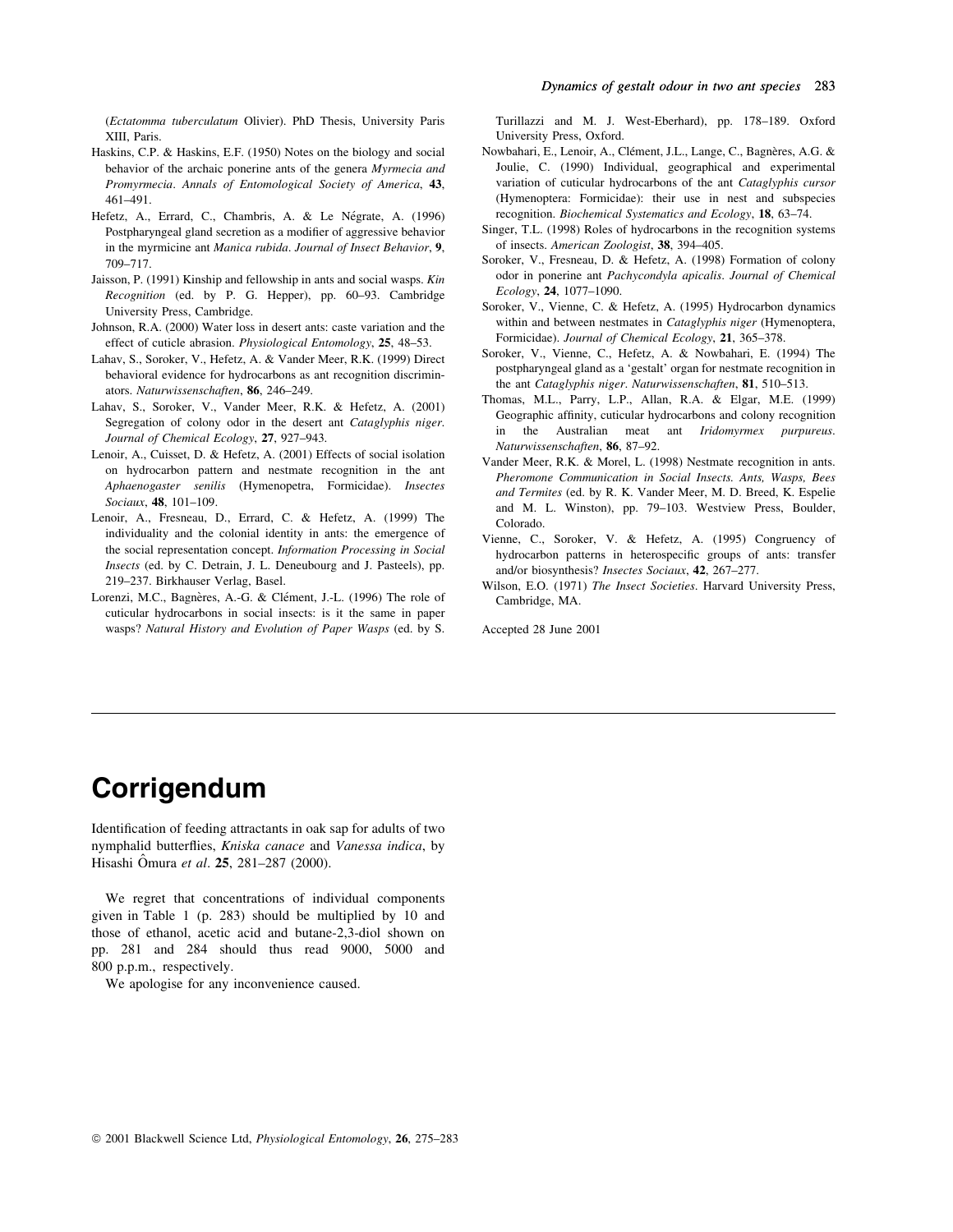(*Ectatomma tuberculatum* Olivier). PhD Thesis, University Paris XIII, Paris.

Haskins, C.P. & Haskins, E.F. (1950) Notes on the biology and social behavior of the archaic ponerine ants of the genera *Myrmecia and Promyrmecia*. *Annals of Entomological Society of America*, **43**, 461–491.

Hefetz, A., Errard, C., Chambris, A. & Le Négrate, A. (1996) Postpharyngeal gland secretion as a modifier of aggressive behavior in the myrmicine ant *Manica rubida*. *Journal of Insect Behavior*, **9**, 709–717.

Jaisson, P. (1991) Kinship and fellowship in ants and social wasps. *Kin Recognition* (ed. by P. G. Hepper), pp. 60–93. Cambridge University Press, Cambridge.

Johnson, R.A. (2000) Water loss in desert ants: caste variation and the effect of cuticle abrasion. *Physiological Entomology*, **25**, 48–53.

Lahav, S., Soroker, V., Hefetz, A. & Vander Meer, R.K. (1999) Direct behavioral evidence for hydrocarbons as ant recognition discriminators. *Naturwissenschaften*, **86**, 246–249.

Lahav, S., Soroker, V., Vander Meer, R.K. & Hefetz, A. (2001) Segregation of colony odor in the desert ant *Cataglyphis niger*. *Journal of Chemical Ecology*, **27**, 927–943.

Lenoir, A., Cuisset, D. & Hefetz, A. (2001) Effects of social isolation on hydrocarbon pattern and nestmate recognition in the ant *Aphaenogaster senilis* (Hymenopetra, Formicidae). *Insectes Sociaux*, **48**, 101–109.

Lenoir, A., Fresneau, D., Errard, C. & Hefetz, A. (1999) The individuality and the colonial identity in ants: the emergence of the social representation concept. *Information Processing in Social Insects* (ed. by C. Detrain, J. L. Deneubourg and J. Pasteels), pp. 219–237. Birkhauser Verlag, Basel.

Lorenzi, M.C., Bagnères, A.-G. & Clément, J.-L. (1996) The role of cuticular hydrocarbons in social insects: is it the same in paper wasps? *Natural History and Evolution of Paper Wasps* (ed. by S. Turillazzi and M. J. West-Eberhard), pp. 178–189. Oxford University Press, Oxford.

Nowbahari, E., Lenoir, A., Clément, J.L., Lange, C., Bagnères, A.G. & Joulie, C. (1990) Individual, geographical and experimental variation of cuticular hydrocarbons of the ant *Cataglyphis cursor* (Hymenoptera: Formicidae): their use in nest and subspecies recognition. *Biochemical Systematics and Ecology*, **18**, 63–74.

Singer, T.L. (1998) Roles of hydrocarbons in the recognition systems of insects. *American Zoologist*, **38**, 394–405.

Soroker, V., Fresneau, D. & Hefetz, A. (1998) Formation of colony odor in ponerine ant *Pachycondyla apicalis*. *Journal of Chemical Ecology*, **24**, 1077–1090.

Soroker, V., Vienne, C. & Hefetz, A. (1995) Hydrocarbon dynamics within and between nestmates in *Cataglyphis niger* (Hymenoptera, Formicidae). *Journal of Chemical Ecology*, **21**, 365–378.

Soroker, V., Vienne, C., Hefetz, A. & Nowbahari, E. (1994) The postpharyngeal gland as a 'gestalt' organ for nestmate recognition in the ant *Cataglyphis niger*. *Naturwissenschaften*, **81**, 510–513.

Thomas, M.L., Parry, L.P., Allan, R.A. & Elgar, M.E. (1999) Geographic affinity, cuticular hydrocarbons and colony recognition in the Australian meat ant *Iridomyrmex purpureus*. *Naturwissenschaften*, **86**, 87–92.

Vander Meer, R.K. & Morel, L. (1998) Nestmate recognition in ants. *Pheromone Communication in Social Insects. Ants, Wasps, Bees and Termites* (ed. by R. K. Vander Meer, M. D. Breed, K. Espelie and M. L. Winston), pp. 79–103. Westview Press, Boulder, Colorado.

Vienne, C., Soroker, V. & Hefetz, A. (1995) Congruency of hydrocarbon patterns in heterospecific groups of ants: transfer and/or biosynthesis? *Insectes Sociaux*, **42**, 267–277.

Wilson, E.O. (1971) *The Insect Societies*. Harvard University Press, Cambridge, MA.

Accepted 28 June 2001

# Corrigendum

Identification of feeding attractants in oak sap for adults of two nymphalid butterflies, *Kniska canace* and *Vanessa indica*, by Hisashi Ômura *et al*. **25**, 281–287 (2000).

We regret that concentrations of individual components given in Table 1 (p. 283) should be multiplied by 10 and those of ethanol, acetic acid and butane-2,3-diol shown on pp. 281 and 284 should thus read 9000, 5000 and 800 p.p.m., respectively.

We apologise for any inconvenience caused.